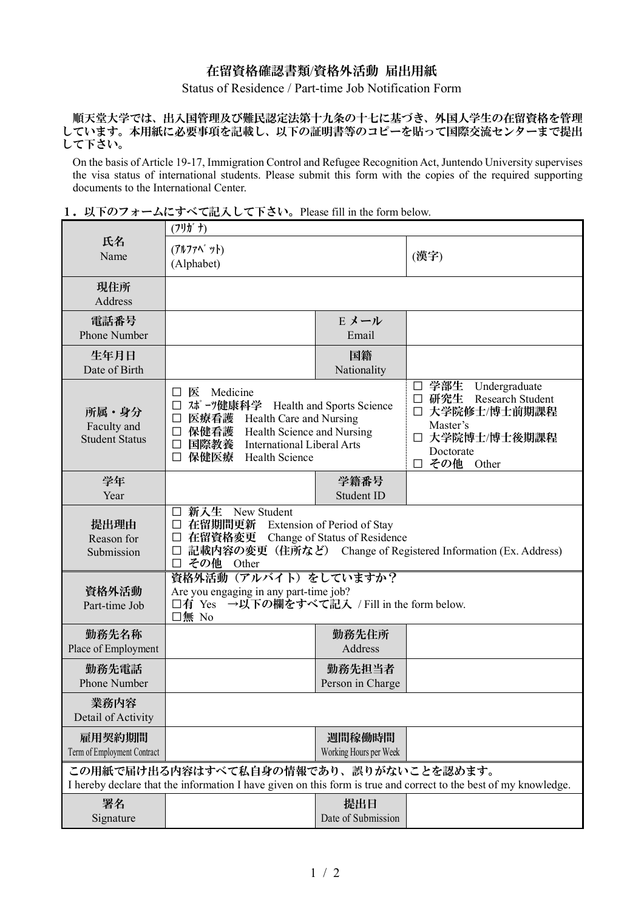# 在留資格確認書類/資格外活動 届出用紙

Status of Residence / Part-time Job Notification Form

**順天堂大学では、出入国管理及び難民認定法第十九条の十七に基づき、外国人学生の在留資格を管理しています。本用紙に必要事項を記載し、以下の証明書等のコピーを貼って国際交流センターまで提出して下さい。**

On the basis of Article 19-17, Immigration Control and Refugee Recognition Act, Juntendo University supervises the visa status of international students. Please submit this form with the copies of the required supporting documents to the International Center.

**1．以下のフォームにすべて記入して下さい。** Please fill in the form below.

| | | | |
|---|---|---|---|
| **氏名** Name | (ﾌﾘｶﾞﾅ) | | |
| | (ｱﾙﾌｧﾍﾞｯﾄ) (Alphabet) | | (漢字) |
| **現住所** Address | | | |
| **電話番号** Phone Number | | **E メール** Email | |
| **生年月日** Date of Birth | | **国籍** Nationality | |
| **所属・身分** Faculty and Student Status | □ 医 Medicine<br>□ ｽﾎﾟｰﾂ健康科学 Health and Sports Science<br>□ 医療看護 Health Care and Nursing<br>□ 保健看護 Health Science and Nursing<br>□ 国際教養 International Liberal Arts<br>□ 保健医療 Health Science | | □ 学部生 Undergraduate<br>□ 研究生 Research Student<br>□ 大学院修士/博士前期課程 Master's<br>□ 大学院博士/博士後期課程 Doctorate<br>□ その他 Other |
| **学年** Year | | **学籍番号** Student ID | |
| **提出理由** Reason for Submission | □ 新入生 New Student<br>□ 在留期間更新 Extension of Period of Stay<br>□ 在留資格変更 Change of Status of Residence<br>□ 記載内容の変更（住所など） Change of Registered Information (Ex. Address)<br>□ その他 Other | | |
| **資格外活動** Part-time Job | **資格外活動（アルバイト）をしていますか？**<br>Are you engaging in any part-time job?<br>□有 Yes **→以下の欄をすべて記入** / Fill in the form below.<br>□無 No | | |
| **勤務先名称** Place of Employment | | **勤務先住所** Address | |
| **勤務先電話** Phone Number | | **勤務先担当者** Person in Charge | |
| **業務内容** Detail of Activity | | | |
| **雇用契約期間** Term of Employment Contract | | **週間稼働時間** Working Hours per Week | |

**この用紙で届け出る内容はすべて私自身の情報であり、誤りがないことを認めます。**
I hereby declare that the information I have given on this form is true and correct to the best of my knowledge.

| | | | |
|---|---|---|---|
| **署名** Signature | | **提出日** Date of Submission | |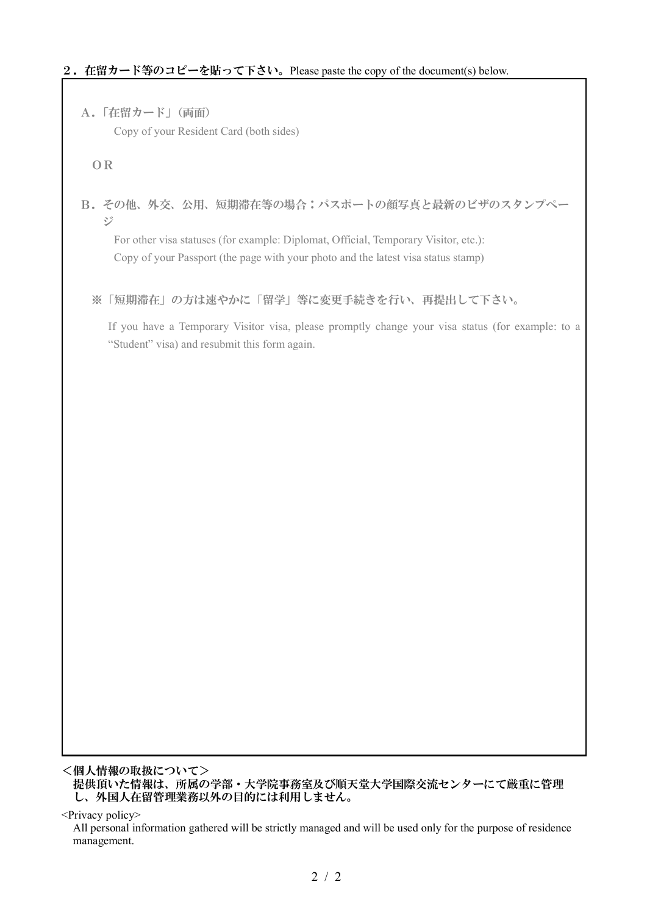**２．在留カード等のコピーを貼って下さい。** Please paste the copy of the document(s) below.

Ａ.「在留カード」(両面)

Copy of your Resident Card (both sides)

ＯＲ

Ｂ．その他、外交、公用、短期滞在等の場合：パスポートの顔写真と最新のビザのスタンプページ

For other visa statuses (for example: Diplomat, Official, Temporary Visitor, etc.):

Copy of your Passport (the page with your photo and the latest visa status stamp)

※「短期滞在」の方は速やかに「留学」等に変更手続きを行い、再提出して下さい。

If you have a Temporary Visitor visa, please promptly change your visa status (for example: to a "Student" visa) and resubmit this form again.

**＜個人情報の取扱について＞**

**提供頂いた情報は、所属の学部・大学院事務室及び順天堂大学国際交流センターにて厳重に管理し、外国人在留管理業務以外の目的には利用しません。**

<Privacy policy>

All personal information gathered will be strictly managed and will be used only for the purpose of residence management.